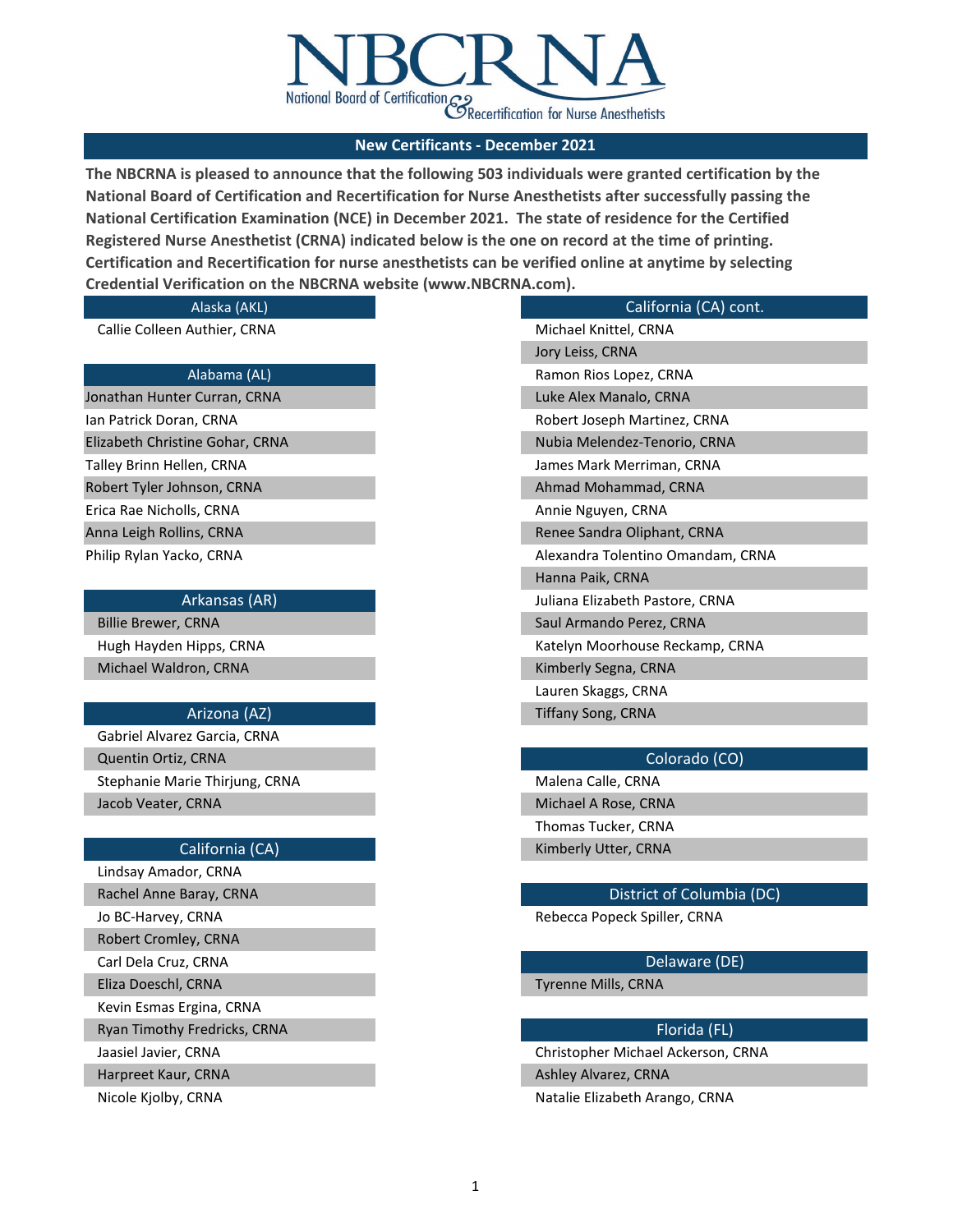NBCRNA

National Board of Certification & Recertification for Nurse Anesthetists

## New Certificants - December 2021

**The NBCRNA is pleased to announce that the following 503 individuals were granted certification by the National Board of Certification and Recertification for Nurse Anesthetists after successfully passing the National Certification Examination (NCE) in December 2021. The state of residence for the Certified Registered Nurse Anesthetist (CRNA) indicated below is the one on record at the time of printing. Certification and Recertification for nurse anesthetists can be verified online at anytime by selecting Credential Verification on the NBCRNA website (www.NBCRNA.com).**

### Alaska (AKL)

Callie Colleen Authier, CRNA

### Alabama (AL)

Jonathan Hunter Curran, CRNA
Ian Patrick Doran, CRNA
Elizabeth Christine Gohar, CRNA
Talley Brinn Hellen, CRNA
Robert Tyler Johnson, CRNA
Erica Rae Nicholls, CRNA
Anna Leigh Rollins, CRNA
Philip Rylan Yacko, CRNA

### Arkansas (AR)

Billie Brewer, CRNA
Hugh Hayden Hipps, CRNA
Michael Waldron, CRNA

### Arizona (AZ)

Gabriel Alvarez Garcia, CRNA
Quentin Ortiz, CRNA
Stephanie Marie Thirjung, CRNA
Jacob Veater, CRNA

### California (CA)

Lindsay Amador, CRNA
Rachel Anne Baray, CRNA
Jo BC-Harvey, CRNA
Robert Cromley, CRNA
Carl Dela Cruz, CRNA
Eliza Doeschl, CRNA
Kevin Esmas Ergina, CRNA
Ryan Timothy Fredricks, CRNA
Jaasiel Javier, CRNA
Harpreet Kaur, CRNA
Nicole Kjolby, CRNA

### California (CA) cont.

Michael Knittel, CRNA
Jory Leiss, CRNA
Ramon Rios Lopez, CRNA
Luke Alex Manalo, CRNA
Robert Joseph Martinez, CRNA
Nubia Melendez-Tenorio, CRNA
James Mark Merriman, CRNA
Ahmad Mohammad, CRNA
Annie Nguyen, CRNA
Renee Sandra Oliphant, CRNA
Alexandra Tolentino Omandam, CRNA
Hanna Paik, CRNA
Juliana Elizabeth Pastore, CRNA
Saul Armando Perez, CRNA
Katelyn Moorhouse Reckamp, CRNA
Kimberly Segna, CRNA
Lauren Skaggs, CRNA
Tiffany Song, CRNA

### Colorado (CO)

Malena Calle, CRNA
Michael A Rose, CRNA
Thomas Tucker, CRNA
Kimberly Utter, CRNA

### District of Columbia (DC)

Rebecca Popeck Spiller, CRNA

### Delaware (DE)

Tyrenne Mills, CRNA

### Florida (FL)

Christopher Michael Ackerson, CRNA
Ashley Alvarez, CRNA
Natalie Elizabeth Arango, CRNA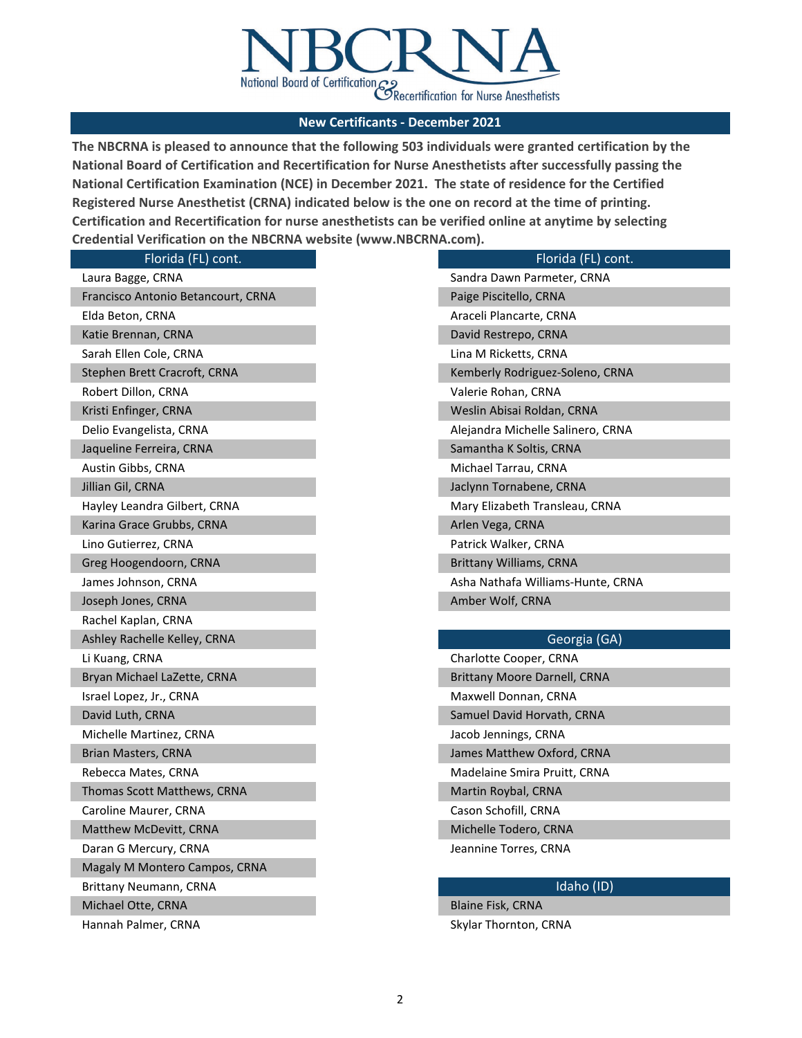# NBCRNA

National Board of Certification & Recertification for Nurse Anesthetists

## New Certificants - December 2021

**The NBCRNA is pleased to announce that the following 503 individuals were granted certification by the National Board of Certification and Recertification for Nurse Anesthetists after successfully passing the National Certification Examination (NCE) in December 2021. The state of residence for the Certified Registered Nurse Anesthetist (CRNA) indicated below is the one on record at the time of printing. Certification and Recertification for nurse anesthetists can be verified online at anytime by selecting Credential Verification on the NBCRNA website (www.NBCRNA.com).**

| Florida (FL) cont. |
|---|
| Laura Bagge, CRNA |
| Francisco Antonio Betancourt, CRNA |
| Elda Beton, CRNA |
| Katie Brennan, CRNA |
| Sarah Ellen Cole, CRNA |
| Stephen Brett Cracroft, CRNA |
| Robert Dillon, CRNA |
| Kristi Enfinger, CRNA |
| Delio Evangelista, CRNA |
| Jaqueline Ferreira, CRNA |
| Austin Gibbs, CRNA |
| Jillian Gil, CRNA |
| Hayley Leandra Gilbert, CRNA |
| Karina Grace Grubbs, CRNA |
| Lino Gutierrez, CRNA |
| Greg Hoogendoorn, CRNA |
| James Johnson, CRNA |
| Joseph Jones, CRNA |
| Rachel Kaplan, CRNA |
| Ashley Rachelle Kelley, CRNA |
| Li Kuang, CRNA |
| Bryan Michael LaZette, CRNA |
| Israel Lopez, Jr., CRNA |
| David Luth, CRNA |
| Michelle Martinez, CRNA |
| Brian Masters, CRNA |
| Rebecca Mates, CRNA |
| Thomas Scott Matthews, CRNA |
| Caroline Maurer, CRNA |
| Matthew McDevitt, CRNA |
| Daran G Mercury, CRNA |
| Magaly M Montero Campos, CRNA |
| Brittany Neumann, CRNA |
| Michael Otte, CRNA |
| Hannah Palmer, CRNA |

| Florida (FL) cont. |
|---|
| Sandra Dawn Parmeter, CRNA |
| Paige Piscitello, CRNA |
| Araceli Plancarte, CRNA |
| David Restrepo, CRNA |
| Lina M Ricketts, CRNA |
| Kemberly Rodriguez-Soleno, CRNA |
| Valerie Rohan, CRNA |
| Weslin Abisai Roldan, CRNA |
| Alejandra Michelle Salinero, CRNA |
| Samantha K Soltis, CRNA |
| Michael Tarrau, CRNA |
| Jaclynn Tornabene, CRNA |
| Mary Elizabeth Transleau, CRNA |
| Arlen Vega, CRNA |
| Patrick Walker, CRNA |
| Brittany Williams, CRNA |
| Asha Nathafa Williams-Hunte, CRNA |
| Amber Wolf, CRNA |

| Georgia (GA) |
|---|
| Charlotte Cooper, CRNA |
| Brittany Moore Darnell, CRNA |
| Maxwell Donnan, CRNA |
| Samuel David Horvath, CRNA |
| Jacob Jennings, CRNA |
| James Matthew Oxford, CRNA |
| Madelaine Smira Pruitt, CRNA |
| Martin Roybal, CRNA |
| Cason Schofill, CRNA |
| Michelle Todero, CRNA |
| Jeannine Torres, CRNA |

| Idaho (ID) |
|---|
| Blaine Fisk, CRNA |
| Skylar Thornton, CRNA |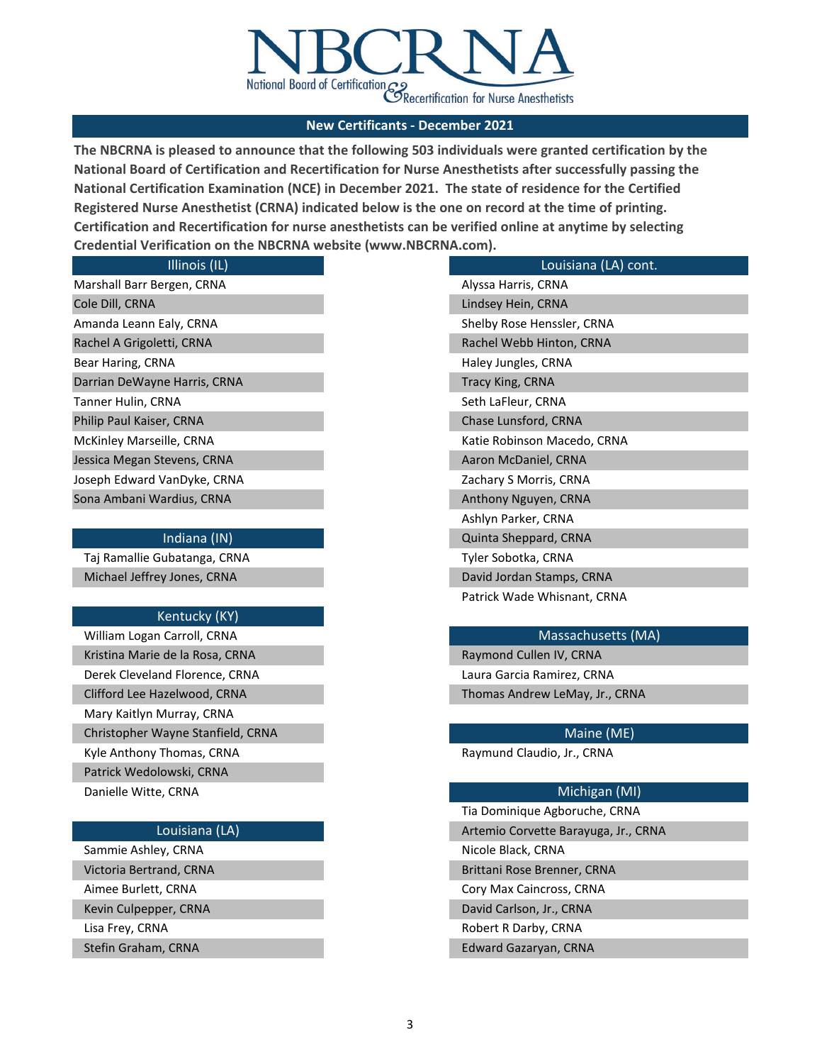# NBCRNA

National Board of Certification & Recertification for Nurse Anesthetists

## New Certificants - December 2021

**The NBCRNA is pleased to announce that the following 503 individuals were granted certification by the National Board of Certification and Recertification for Nurse Anesthetists after successfully passing the National Certification Examination (NCE) in December 2021. The state of residence for the Certified Registered Nurse Anesthetist (CRNA) indicated below is the one on record at the time of printing. Certification and Recertification for nurse anesthetists can be verified online at anytime by selecting Credential Verification on the NBCRNA website (www.NBCRNA.com).**

| Illinois (IL) |
|---|
| Marshall Barr Bergen, CRNA |
| Cole Dill, CRNA |
| Amanda Leann Ealy, CRNA |
| Rachel A Grigoletti, CRNA |
| Bear Haring, CRNA |
| Darrian DeWayne Harris, CRNA |
| Tanner Hulin, CRNA |
| Philip Paul Kaiser, CRNA |
| McKinley Marseille, CRNA |
| Jessica Megan Stevens, CRNA |
| Joseph Edward VanDyke, CRNA |
| Sona Ambani Wardius, CRNA |

| Indiana (IN) |
|---|
| Taj Ramallie Gubatanga, CRNA |
| Michael Jeffrey Jones, CRNA |

| Kentucky (KY) |
|---|
| William Logan Carroll, CRNA |
| Kristina Marie de la Rosa, CRNA |
| Derek Cleveland Florence, CRNA |
| Clifford Lee Hazelwood, CRNA |
| Mary Kaitlyn Murray, CRNA |
| Christopher Wayne Stanfield, CRNA |
| Kyle Anthony Thomas, CRNA |
| Patrick Wedolowski, CRNA |
| Danielle Witte, CRNA |

| Louisiana (LA) |
|---|
| Sammie Ashley, CRNA |
| Victoria Bertrand, CRNA |
| Aimee Burlett, CRNA |
| Kevin Culpepper, CRNA |
| Lisa Frey, CRNA |
| Stefin Graham, CRNA |

| Louisiana (LA) cont. |
|---|
| Alyssa Harris, CRNA |
| Lindsey Hein, CRNA |
| Shelby Rose Henssler, CRNA |
| Rachel Webb Hinton, CRNA |
| Haley Jungles, CRNA |
| Tracy King, CRNA |
| Seth LaFleur, CRNA |
| Chase Lunsford, CRNA |
| Katie Robinson Macedo, CRNA |
| Aaron McDaniel, CRNA |
| Zachary S Morris, CRNA |
| Anthony Nguyen, CRNA |
| Ashlyn Parker, CRNA |
| Quinta Sheppard, CRNA |
| Tyler Sobotka, CRNA |
| David Jordan Stamps, CRNA |
| Patrick Wade Whisnant, CRNA |

| Massachusetts (MA) |
|---|
| Raymond Cullen IV, CRNA |
| Laura Garcia Ramirez, CRNA |
| Thomas Andrew LeMay, Jr., CRNA |

| Maine (ME) |
|---|
| Raymund Claudio, Jr., CRNA |

| Michigan (MI) |
|---|
| Tia Dominique Agboruche, CRNA |
| Artemio Corvette Barayuga, Jr., CRNA |
| Nicole Black, CRNA |
| Brittani Rose Brenner, CRNA |
| Cory Max Caincross, CRNA |
| David Carlson, Jr., CRNA |
| Robert R Darby, CRNA |
| Edward Gazaryan, CRNA |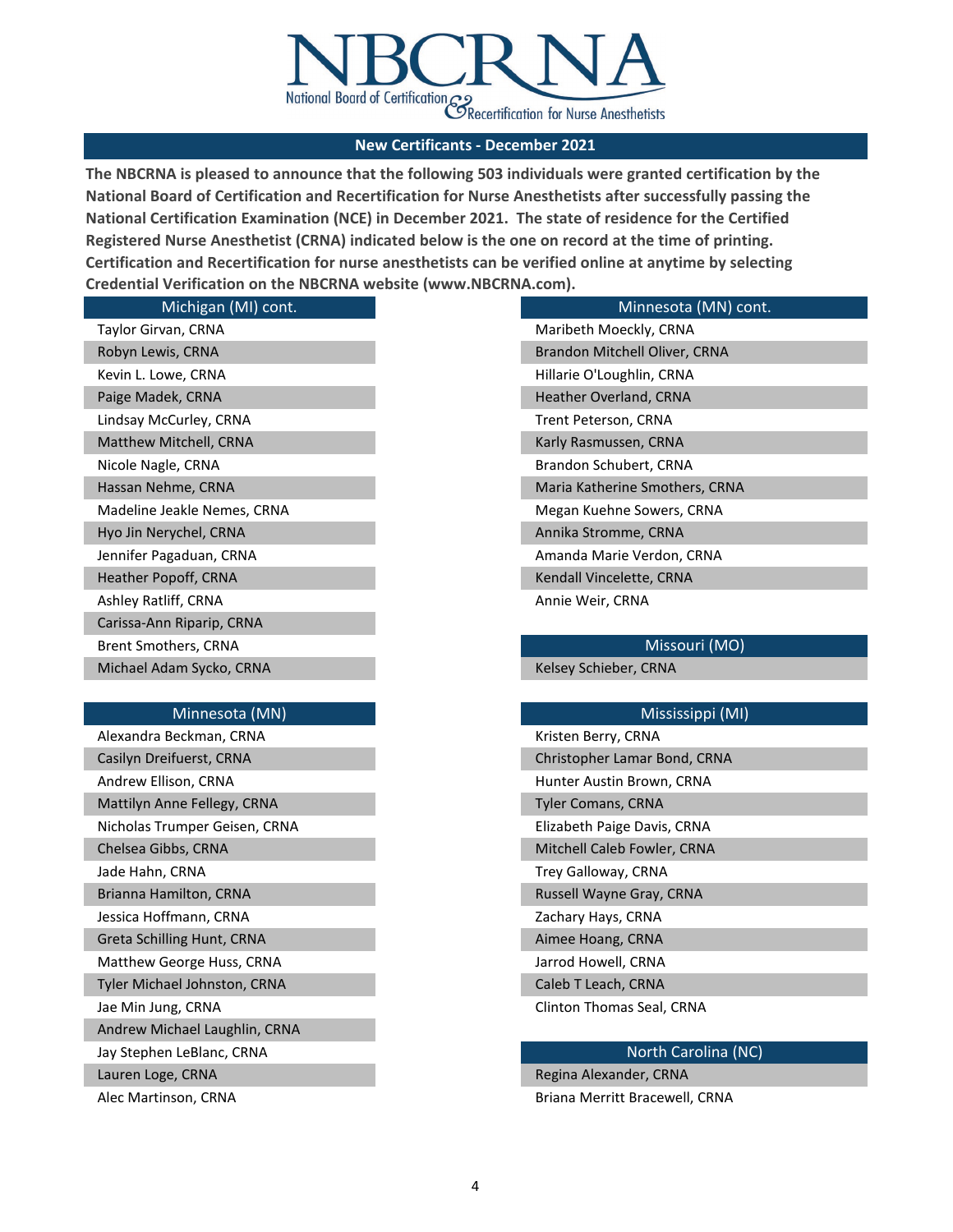# NBCRNA

National Board of Certification & Recertification for Nurse Anesthetists

## New Certificants - December 2021

**The NBCRNA is pleased to announce that the following 503 individuals were granted certification by the National Board of Certification and Recertification for Nurse Anesthetists after successfully passing the National Certification Examination (NCE) in December 2021. The state of residence for the Certified Registered Nurse Anesthetist (CRNA) indicated below is the one on record at the time of printing. Certification and Recertification for nurse anesthetists can be verified online at anytime by selecting Credential Verification on the NBCRNA website (www.NBCRNA.com).**

### Michigan (MI) cont.

- Taylor Girvan, CRNA
- Robyn Lewis, CRNA
- Kevin L. Lowe, CRNA
- Paige Madek, CRNA
- Lindsay McCurley, CRNA
- Matthew Mitchell, CRNA
- Nicole Nagle, CRNA
- Hassan Nehme, CRNA
- Madeline Jeakle Nemes, CRNA
- Hyo Jin Nerychel, CRNA
- Jennifer Pagaduan, CRNA
- Heather Popoff, CRNA
- Ashley Ratliff, CRNA
- Carissa-Ann Riparip, CRNA
- Brent Smothers, CRNA
- Michael Adam Sycko, CRNA

### Minnesota (MN)

- Alexandra Beckman, CRNA
- Casilyn Dreifuerst, CRNA
- Andrew Ellison, CRNA
- Mattilyn Anne Fellegy, CRNA
- Nicholas Trumper Geisen, CRNA
- Chelsea Gibbs, CRNA
- Jade Hahn, CRNA
- Brianna Hamilton, CRNA
- Jessica Hoffmann, CRNA
- Greta Schilling Hunt, CRNA
- Matthew George Huss, CRNA
- Tyler Michael Johnston, CRNA
- Jae Min Jung, CRNA
- Andrew Michael Laughlin, CRNA
- Jay Stephen LeBlanc, CRNA
- Lauren Loge, CRNA
- Alec Martinson, CRNA

### Minnesota (MN) cont.

- Maribeth Moeckly, CRNA
- Brandon Mitchell Oliver, CRNA
- Hillarie O'Loughlin, CRNA
- Heather Overland, CRNA
- Trent Peterson, CRNA
- Karly Rasmussen, CRNA
- Brandon Schubert, CRNA
- Maria Katherine Smothers, CRNA
- Megan Kuehne Sowers, CRNA
- Annika Stromme, CRNA
- Amanda Marie Verdon, CRNA
- Kendall Vincelette, CRNA
- Annie Weir, CRNA

### Missouri (MO)

- Kelsey Schieber, CRNA

### Mississippi (MI)

- Kristen Berry, CRNA
- Christopher Lamar Bond, CRNA
- Hunter Austin Brown, CRNA
- Tyler Comans, CRNA
- Elizabeth Paige Davis, CRNA
- Mitchell Caleb Fowler, CRNA
- Trey Galloway, CRNA
- Russell Wayne Gray, CRNA
- Zachary Hays, CRNA
- Aimee Hoang, CRNA
- Jarrod Howell, CRNA
- Caleb T Leach, CRNA
- Clinton Thomas Seal, CRNA

### North Carolina (NC)

- Regina Alexander, CRNA
- Briana Merritt Bracewell, CRNA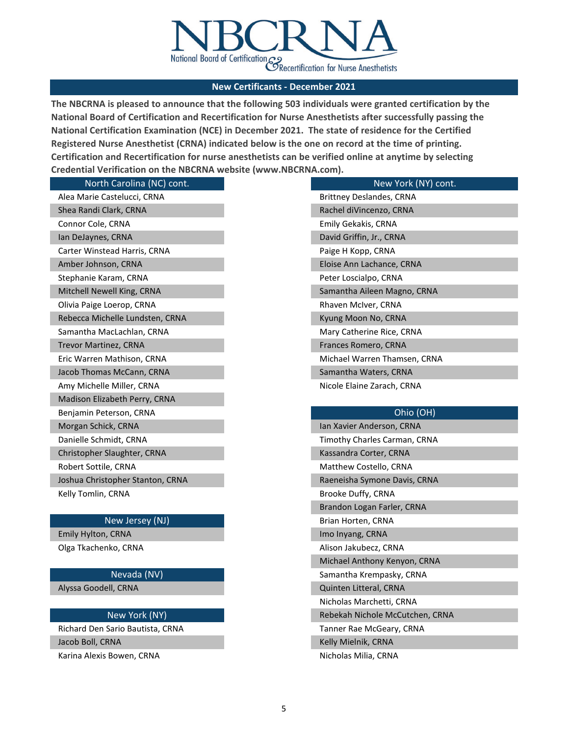# NBCRNA

National Board of Certification & Recertification for Nurse Anesthetists

## New Certificants - December 2021

**The NBCRNA is pleased to announce that the following 503 individuals were granted certification by the National Board of Certification and Recertification for Nurse Anesthetists after successfully passing the National Certification Examination (NCE) in December 2021. The state of residence for the Certified Registered Nurse Anesthetist (CRNA) indicated below is the one on record at the time of printing. Certification and Recertification for nurse anesthetists can be verified online at anytime by selecting Credential Verification on the NBCRNA website (www.NBCRNA.com).**

### North Carolina (NC) cont.

- Alea Marie Castelucci, CRNA
- Shea Randi Clark, CRNA
- Connor Cole, CRNA
- Ian DeJaynes, CRNA
- Carter Winstead Harris, CRNA
- Amber Johnson, CRNA
- Stephanie Karam, CRNA
- Mitchell Newell King, CRNA
- Olivia Paige Loerop, CRNA
- Rebecca Michelle Lundsten, CRNA
- Samantha MacLachlan, CRNA
- Trevor Martinez, CRNA
- Eric Warren Mathison, CRNA
- Jacob Thomas McCann, CRNA
- Amy Michelle Miller, CRNA
- Madison Elizabeth Perry, CRNA
- Benjamin Peterson, CRNA
- Morgan Schick, CRNA
- Danielle Schmidt, CRNA
- Christopher Slaughter, CRNA
- Robert Sottile, CRNA
- Joshua Christopher Stanton, CRNA
- Kelly Tomlin, CRNA

### New Jersey (NJ)

- Emily Hylton, CRNA
- Olga Tkachenko, CRNA

### Nevada (NV)

- Alyssa Goodell, CRNA

### New York (NY)

- Richard Den Sario Bautista, CRNA
- Jacob Boll, CRNA
- Karina Alexis Bowen, CRNA

### New York (NY) cont.

- Brittney Deslandes, CRNA
- Rachel diVincenzo, CRNA
- Emily Gekakis, CRNA
- David Griffin, Jr., CRNA
- Paige H Kopp, CRNA
- Eloise Ann Lachance, CRNA
- Peter Loscialpo, CRNA
- Samantha Aileen Magno, CRNA
- Rhaven McIver, CRNA
- Kyung Moon No, CRNA
- Mary Catherine Rice, CRNA
- Frances Romero, CRNA
- Michael Warren Thamsen, CRNA
- Samantha Waters, CRNA
- Nicole Elaine Zarach, CRNA

### Ohio (OH)

- Ian Xavier Anderson, CRNA
- Timothy Charles Carman, CRNA
- Kassandra Corter, CRNA
- Matthew Costello, CRNA
- Raeneisha Symone Davis, CRNA
- Brooke Duffy, CRNA
- Brandon Logan Farler, CRNA
- Brian Horten, CRNA
- Imo Inyang, CRNA
- Alison Jakubecz, CRNA
- Michael Anthony Kenyon, CRNA
- Samantha Krempasky, CRNA
- Quinten Litteral, CRNA
- Nicholas Marchetti, CRNA
- Rebekah Nichole McCutchen, CRNA
- Tanner Rae McGeary, CRNA
- Kelly Mielnik, CRNA
- Nicholas Milia, CRNA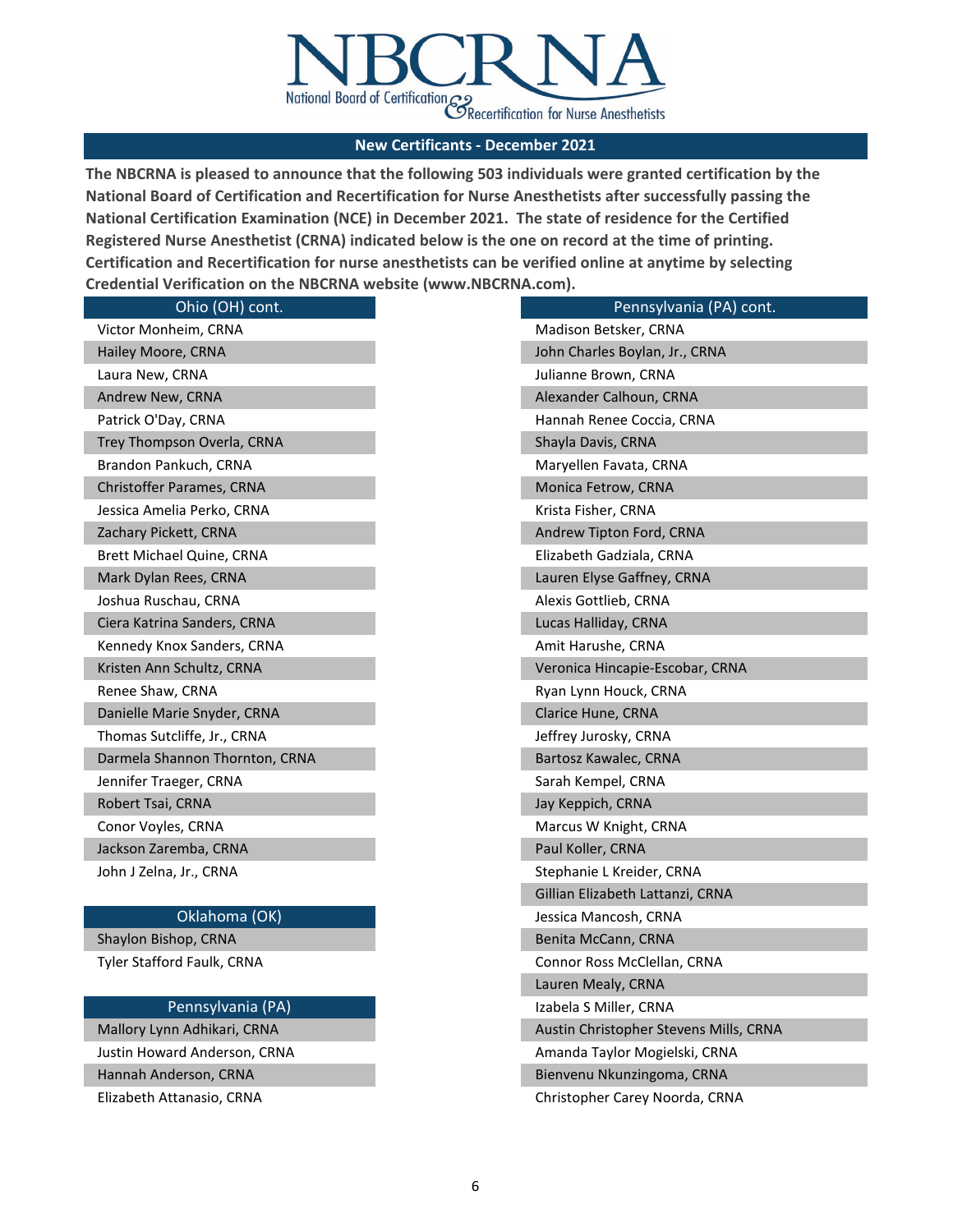# NBCRNA

National Board of Certification & Recertification for Nurse Anesthetists

## New Certificants - December 2021

**The NBCRNA is pleased to announce that the following 503 individuals were granted certification by the National Board of Certification and Recertification for Nurse Anesthetists after successfully passing the National Certification Examination (NCE) in December 2021. The state of residence for the Certified Registered Nurse Anesthetist (CRNA) indicated below is the one on record at the time of printing. Certification and Recertification for nurse anesthetists can be verified online at anytime by selecting Credential Verification on the NBCRNA website (www.NBCRNA.com).**

| Ohio (OH) cont. |
|---|
| Victor Monheim, CRNA |
| Hailey Moore, CRNA |
| Laura New, CRNA |
| Andrew New, CRNA |
| Patrick O'Day, CRNA |
| Trey Thompson Overla, CRNA |
| Brandon Pankuch, CRNA |
| Christoffer Parames, CRNA |
| Jessica Amelia Perko, CRNA |
| Zachary Pickett, CRNA |
| Brett Michael Quine, CRNA |
| Mark Dylan Rees, CRNA |
| Joshua Ruschau, CRNA |
| Ciera Katrina Sanders, CRNA |
| Kennedy Knox Sanders, CRNA |
| Kristen Ann Schultz, CRNA |
| Renee Shaw, CRNA |
| Danielle Marie Snyder, CRNA |
| Thomas Sutcliffe, Jr., CRNA |
| Darmela Shannon Thornton, CRNA |
| Jennifer Traeger, CRNA |
| Robert Tsai, CRNA |
| Conor Voyles, CRNA |
| Jackson Zaremba, CRNA |
| John J Zelna, Jr., CRNA |

| Oklahoma (OK) |
|---|
| Shaylon Bishop, CRNA |
| Tyler Stafford Faulk, CRNA |

| Pennsylvania (PA) |
|---|
| Mallory Lynn Adhikari, CRNA |
| Justin Howard Anderson, CRNA |
| Hannah Anderson, CRNA |
| Elizabeth Attanasio, CRNA |

| Pennsylvania (PA) cont. |
|---|
| Madison Betsker, CRNA |
| John Charles Boylan, Jr., CRNA |
| Julianne Brown, CRNA |
| Alexander Calhoun, CRNA |
| Hannah Renee Coccia, CRNA |
| Shayla Davis, CRNA |
| Maryellen Favata, CRNA |
| Monica Fetrow, CRNA |
| Krista Fisher, CRNA |
| Andrew Tipton Ford, CRNA |
| Elizabeth Gadziala, CRNA |
| Lauren Elyse Gaffney, CRNA |
| Alexis Gottlieb, CRNA |
| Lucas Halliday, CRNA |
| Amit Harushe, CRNA |
| Veronica Hincapie-Escobar, CRNA |
| Ryan Lynn Houck, CRNA |
| Clarice Hune, CRNA |
| Jeffrey Jurosky, CRNA |
| Bartosz Kawalec, CRNA |
| Sarah Kempel, CRNA |
| Jay Keppich, CRNA |
| Marcus W Knight, CRNA |
| Paul Koller, CRNA |
| Stephanie L Kreider, CRNA |
| Gillian Elizabeth Lattanzi, CRNA |
| Jessica Mancosh, CRNA |
| Benita McCann, CRNA |
| Connor Ross McClellan, CRNA |
| Lauren Mealy, CRNA |
| Izabela S Miller, CRNA |
| Austin Christopher Stevens Mills, CRNA |
| Amanda Taylor Mogielski, CRNA |
| Bienvenu Nkunzingoma, CRNA |
| Christopher Carey Noorda, CRNA |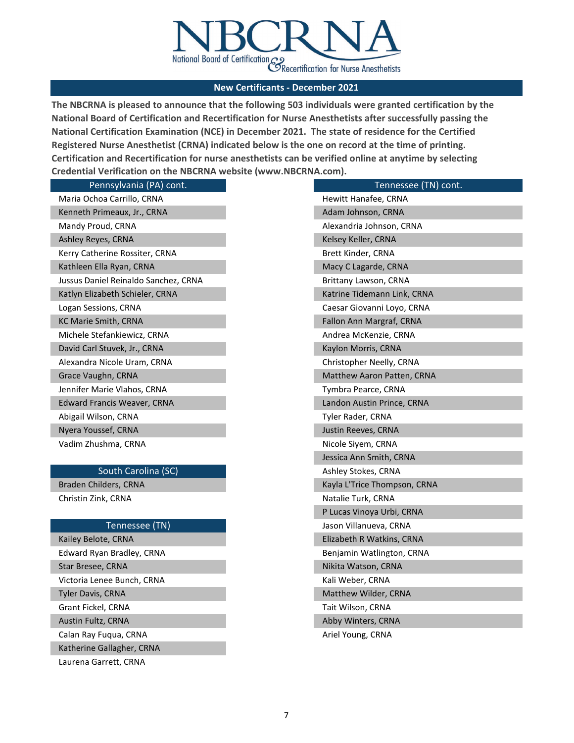NBCRNA

National Board of Certification & Recertification for Nurse Anesthetists

## New Certificants - December 2021

**The NBCRNA is pleased to announce that the following 503 individuals were granted certification by the National Board of Certification and Recertification for Nurse Anesthetists after successfully passing the National Certification Examination (NCE) in December 2021. The state of residence for the Certified Registered Nurse Anesthetist (CRNA) indicated below is the one on record at the time of printing. Certification and Recertification for nurse anesthetists can be verified online at anytime by selecting Credential Verification on the NBCRNA website (www.NBCRNA.com).**

### Pennsylvania (PA) cont.

- Maria Ochoa Carrillo, CRNA
- Kenneth Primeaux, Jr., CRNA
- Mandy Proud, CRNA
- Ashley Reyes, CRNA
- Kerry Catherine Rossiter, CRNA
- Kathleen Ella Ryan, CRNA
- Jussus Daniel Reinaldo Sanchez, CRNA
- Katlyn Elizabeth Schieler, CRNA
- Logan Sessions, CRNA
- KC Marie Smith, CRNA
- Michele Stefankiewicz, CRNA
- David Carl Stuvek, Jr., CRNA
- Alexandra Nicole Uram, CRNA
- Grace Vaughn, CRNA
- Jennifer Marie Vlahos, CRNA
- Edward Francis Weaver, CRNA
- Abigail Wilson, CRNA
- Nyera Youssef, CRNA
- Vadim Zhushma, CRNA

### South Carolina (SC)

- Braden Childers, CRNA
- Christin Zink, CRNA

### Tennessee (TN)

- Kailey Belote, CRNA
- Edward Ryan Bradley, CRNA
- Star Bresee, CRNA
- Victoria Lenee Bunch, CRNA
- Tyler Davis, CRNA
- Grant Fickel, CRNA
- Austin Fultz, CRNA
- Calan Ray Fuqua, CRNA
- Katherine Gallagher, CRNA
- Laurena Garrett, CRNA

### Tennessee (TN) cont.

- Hewitt Hanafee, CRNA
- Adam Johnson, CRNA
- Alexandria Johnson, CRNA
- Kelsey Keller, CRNA
- Brett Kinder, CRNA
- Macy C Lagarde, CRNA
- Brittany Lawson, CRNA
- Katrine Tidemann Link, CRNA
- Caesar Giovanni Loyo, CRNA
- Fallon Ann Margraf, CRNA
- Andrea McKenzie, CRNA
- Kaylon Morris, CRNA
- Christopher Neelly, CRNA
- Matthew Aaron Patten, CRNA
- Tymbra Pearce, CRNA
- Landon Austin Prince, CRNA
- Tyler Rader, CRNA
- Justin Reeves, CRNA
- Nicole Siyem, CRNA
- Jessica Ann Smith, CRNA
- Ashley Stokes, CRNA
- Kayla L'Trice Thompson, CRNA
- Natalie Turk, CRNA
- P Lucas Vinoya Urbi, CRNA
- Jason Villanueva, CRNA
- Elizabeth R Watkins, CRNA
- Benjamin Watlington, CRNA
- Nikita Watson, CRNA
- Kali Weber, CRNA
- Matthew Wilder, CRNA
- Tait Wilson, CRNA
- Abby Winters, CRNA
- Ariel Young, CRNA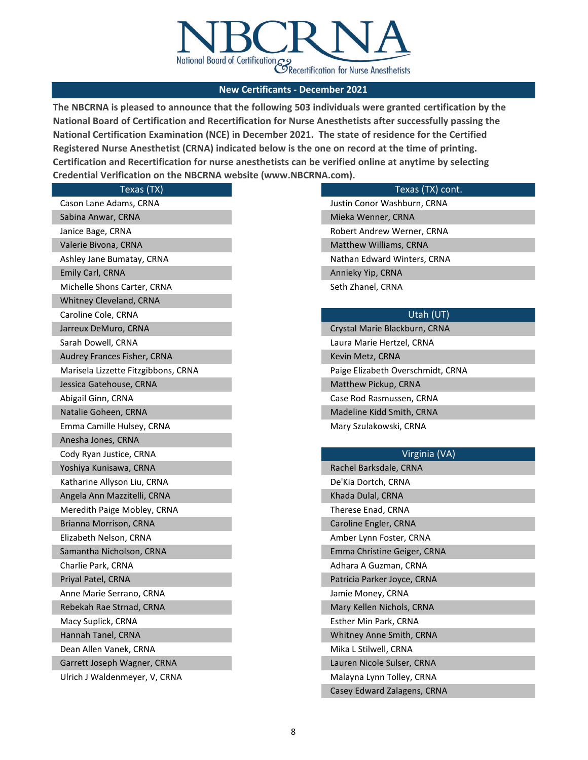# NBCRNA

National Board of Certification & Recertification for Nurse Anesthetists

## New Certificants - December 2021

**The NBCRNA is pleased to announce that the following 503 individuals were granted certification by the National Board of Certification and Recertification for Nurse Anesthetists after successfully passing the National Certification Examination (NCE) in December 2021. The state of residence for the Certified Registered Nurse Anesthetist (CRNA) indicated below is the one on record at the time of printing. Certification and Recertification for nurse anesthetists can be verified online at anytime by selecting Credential Verification on the NBCRNA website (www.NBCRNA.com).**

### Texas (TX)

- Cason Lane Adams, CRNA
- Sabina Anwar, CRNA
- Janice Bage, CRNA
- Valerie Bivona, CRNA
- Ashley Jane Bumatay, CRNA
- Emily Carl, CRNA
- Michelle Shons Carter, CRNA
- Whitney Cleveland, CRNA
- Caroline Cole, CRNA
- Jarreux DeMuro, CRNA
- Sarah Dowell, CRNA
- Audrey Frances Fisher, CRNA
- Marisela Lizzette Fitzgibbons, CRNA
- Jessica Gatehouse, CRNA
- Abigail Ginn, CRNA
- Natalie Goheen, CRNA
- Emma Camille Hulsey, CRNA
- Anesha Jones, CRNA
- Cody Ryan Justice, CRNA
- Yoshiya Kunisawa, CRNA
- Katharine Allyson Liu, CRNA
- Angela Ann Mazzitelli, CRNA
- Meredith Paige Mobley, CRNA
- Brianna Morrison, CRNA
- Elizabeth Nelson, CRNA
- Samantha Nicholson, CRNA
- Charlie Park, CRNA
- Priyal Patel, CRNA
- Anne Marie Serrano, CRNA
- Rebekah Rae Strnad, CRNA
- Macy Suplick, CRNA
- Hannah Tanel, CRNA
- Dean Allen Vanek, CRNA
- Garrett Joseph Wagner, CRNA
- Ulrich J Waldenmeyer, V, CRNA

### Texas (TX) cont.

- Justin Conor Washburn, CRNA
- Mieka Wenner, CRNA
- Robert Andrew Werner, CRNA
- Matthew Williams, CRNA
- Nathan Edward Winters, CRNA
- Annieky Yip, CRNA
- Seth Zhanel, CRNA

### Utah (UT)

- Crystal Marie Blackburn, CRNA
- Laura Marie Hertzel, CRNA
- Kevin Metz, CRNA
- Paige Elizabeth Overschmidt, CRNA
- Matthew Pickup, CRNA
- Case Rod Rasmussen, CRNA
- Madeline Kidd Smith, CRNA
- Mary Szulakowski, CRNA

### Virginia (VA)

- Rachel Barksdale, CRNA
- De'Kia Dortch, CRNA
- Khada Dulal, CRNA
- Therese Enad, CRNA
- Caroline Engler, CRNA
- Amber Lynn Foster, CRNA
- Emma Christine Geiger, CRNA
- Adhara A Guzman, CRNA
- Patricia Parker Joyce, CRNA
- Jamie Money, CRNA
- Mary Kellen Nichols, CRNA
- Esther Min Park, CRNA
- Whitney Anne Smith, CRNA
- Mika L Stilwell, CRNA
- Lauren Nicole Sulser, CRNA
- Malayna Lynn Tolley, CRNA
- Casey Edward Zalagens, CRNA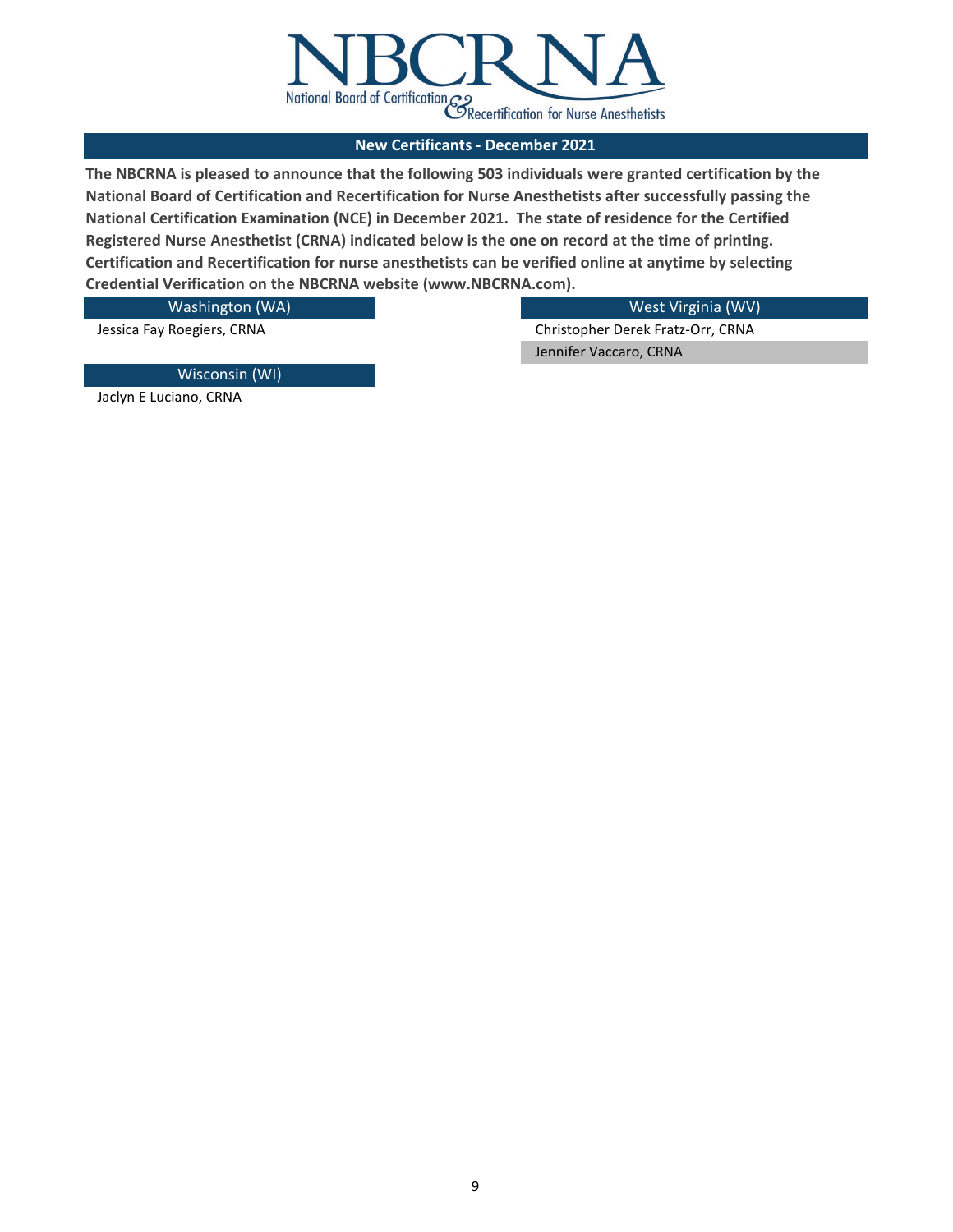# NBCRNA

National Board of Certification & Recertification for Nurse Anesthetists

## New Certificants - December 2021

**The NBCRNA is pleased to announce that the following 503 individuals were granted certification by the National Board of Certification and Recertification for Nurse Anesthetists after successfully passing the National Certification Examination (NCE) in December 2021. The state of residence for the Certified Registered Nurse Anesthetist (CRNA) indicated below is the one on record at the time of printing. Certification and Recertification for nurse anesthetists can be verified online at anytime by selecting Credential Verification on the NBCRNA website (www.NBCRNA.com).**

### Washington (WA)

Jessica Fay Roegiers, CRNA

### Wisconsin (WI)

Jaclyn E Luciano, CRNA

### West Virginia (WV)

Christopher Derek Fratz-Orr, CRNA

Jennifer Vaccaro, CRNA